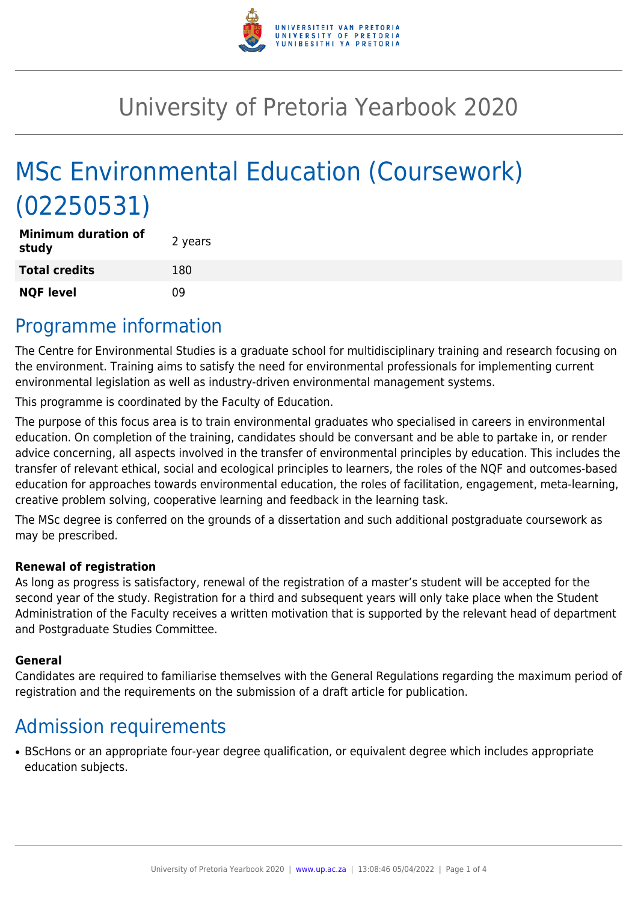# University of Pretoria Yearbook 2020

# MSc Environmental Education (Coursework) (02250531)

| **Minimum duration of study** | 2 years |
|---|---|
| **Total credits** | 180 |
| **NQF level** | 09 |

## Programme information

The Centre for Environmental Studies is a graduate school for multidisciplinary training and research focusing on the environment. Training aims to satisfy the need for environmental professionals for implementing current environmental legislation as well as industry-driven environmental management systems.

This programme is coordinated by the Faculty of Education.

The purpose of this focus area is to train environmental graduates who specialised in careers in environmental education. On completion of the training, candidates should be conversant and be able to partake in, or render advice concerning, all aspects involved in the transfer of environmental principles by education. This includes the transfer of relevant ethical, social and ecological principles to learners, the roles of the NQF and outcomes-based education for approaches towards environmental education, the roles of facilitation, engagement, meta-learning, creative problem solving, cooperative learning and feedback in the learning task.

The MSc degree is conferred on the grounds of a dissertation and such additional postgraduate coursework as may be prescribed.

**Renewal of registration**

As long as progress is satisfactory, renewal of the registration of a master's student will be accepted for the second year of the study. Registration for a third and subsequent years will only take place when the Student Administration of the Faculty receives a written motivation that is supported by the relevant head of department and Postgraduate Studies Committee.

**General**

Candidates are required to familiarise themselves with the General Regulations regarding the maximum period of registration and the requirements on the submission of a draft article for publication.

## Admission requirements

- BScHons or an appropriate four-year degree qualification, or equivalent degree which includes appropriate education subjects.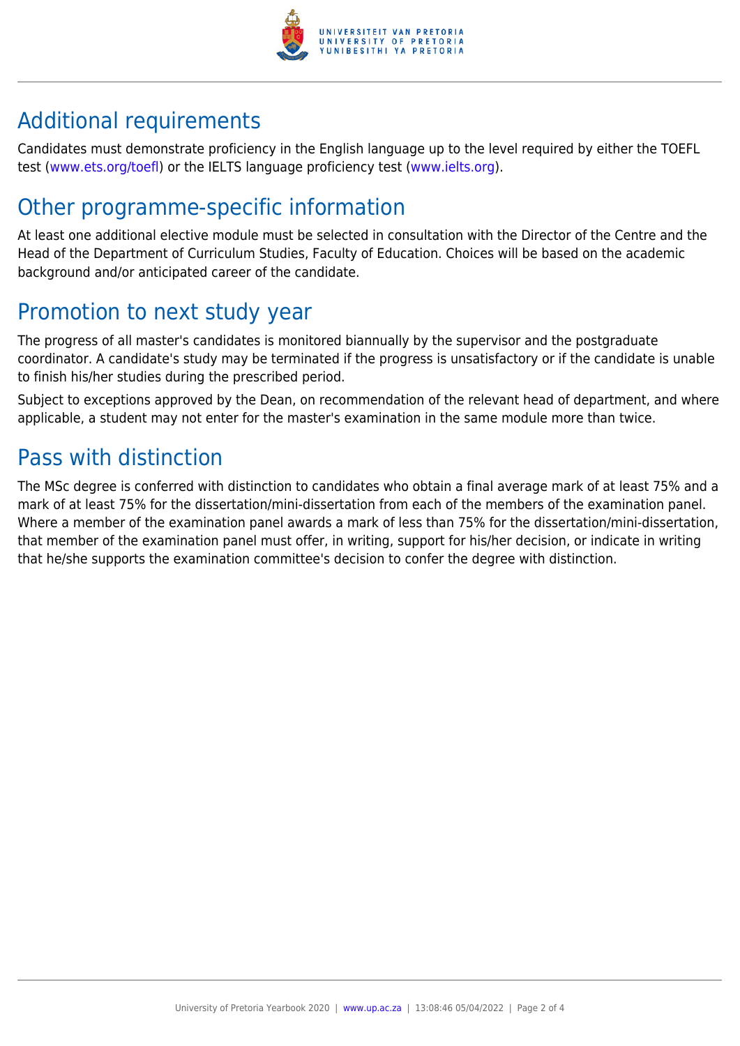## Additional requirements

Candidates must demonstrate proficiency in the English language up to the level required by either the TOEFL test (www.ets.org/toefl) or the IELTS language proficiency test (www.ielts.org).

## Other programme-specific information

At least one additional elective module must be selected in consultation with the Director of the Centre and the Head of the Department of Curriculum Studies, Faculty of Education. Choices will be based on the academic background and/or anticipated career of the candidate.

## Promotion to next study year

The progress of all master's candidates is monitored biannually by the supervisor and the postgraduate coordinator. A candidate's study may be terminated if the progress is unsatisfactory or if the candidate is unable to finish his/her studies during the prescribed period.

Subject to exceptions approved by the Dean, on recommendation of the relevant head of department, and where applicable, a student may not enter for the master's examination in the same module more than twice.

## Pass with distinction

The MSc degree is conferred with distinction to candidates who obtain a final average mark of at least 75% and a mark of at least 75% for the dissertation/mini-dissertation from each of the members of the examination panel. Where a member of the examination panel awards a mark of less than 75% for the dissertation/mini-dissertation, that member of the examination panel must offer, in writing, support for his/her decision, or indicate in writing that he/she supports the examination committee's decision to confer the degree with distinction.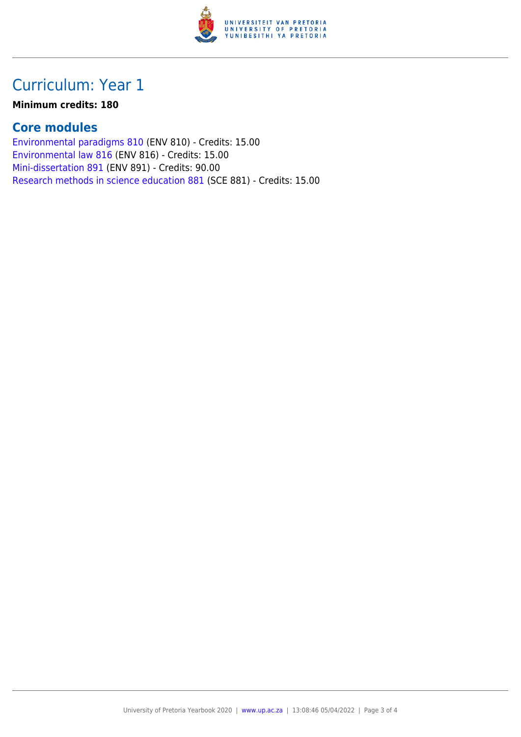# Curriculum: Year 1

**Minimum credits: 180**

## Core modules

Environmental paradigms 810 (ENV 810) - Credits: 15.00
Environmental law 816 (ENV 816) - Credits: 15.00
Mini-dissertation 891 (ENV 891) - Credits: 90.00
Research methods in science education 881 (SCE 881) - Credits: 15.00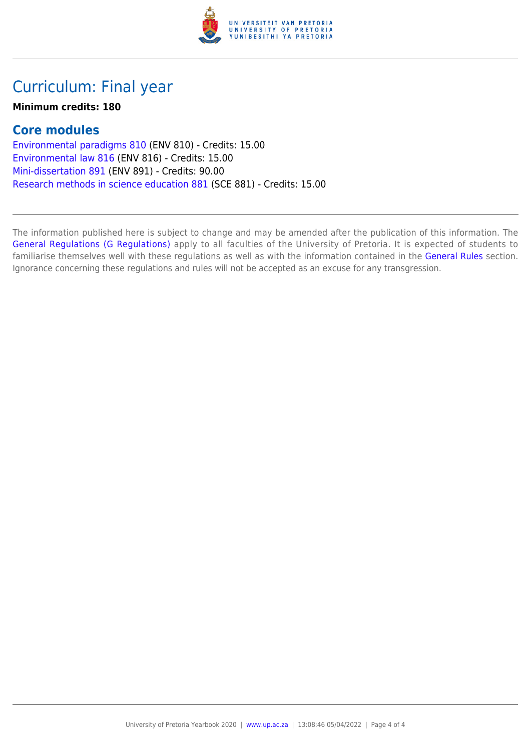# Curriculum: Final year

**Minimum credits: 180**

## Core modules

Environmental paradigms 810 (ENV 810) - Credits: 15.00
Environmental law 816 (ENV 816) - Credits: 15.00
Mini-dissertation 891 (ENV 891) - Credits: 90.00
Research methods in science education 881 (SCE 881) - Credits: 15.00

---

The information published here is subject to change and may be amended after the publication of this information. The General Regulations (G Regulations) apply to all faculties of the University of Pretoria. It is expected of students to familiarise themselves well with these regulations as well as with the information contained in the General Rules section. Ignorance concerning these regulations and rules will not be accepted as an excuse for any transgression.